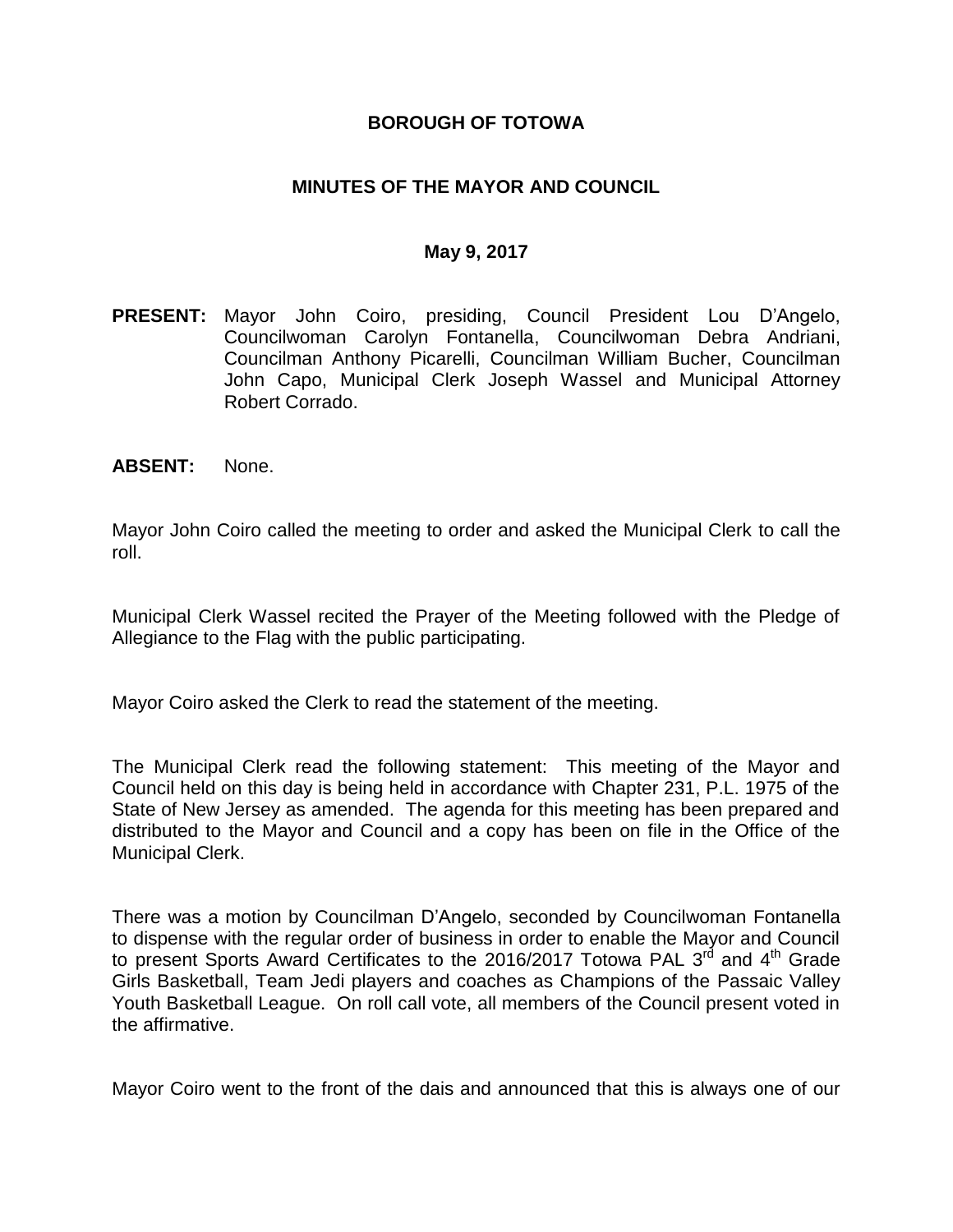# BOROUGH OF TOTOWA

## MINUTES OF THE MAYOR AND COUNCIL

### May 9, 2017

**PRESENT:** Mayor John Coiro, presiding, Council President Lou D'Angelo, Councilwoman Carolyn Fontanella, Councilwoman Debra Andriani, Councilman Anthony Picarelli, Councilman William Bucher, Councilman John Capo, Municipal Clerk Joseph Wassel and Municipal Attorney Robert Corrado.

**ABSENT:** None.

Mayor John Coiro called the meeting to order and asked the Municipal Clerk to call the roll.

Municipal Clerk Wassel recited the Prayer of the Meeting followed with the Pledge of Allegiance to the Flag with the public participating.

Mayor Coiro asked the Clerk to read the statement of the meeting.

The Municipal Clerk read the following statement: This meeting of the Mayor and Council held on this day is being held in accordance with Chapter 231, P.L. 1975 of the State of New Jersey as amended. The agenda for this meeting has been prepared and distributed to the Mayor and Council and a copy has been on file in the Office of the Municipal Clerk.

There was a motion by Councilman D'Angelo, seconded by Councilwoman Fontanella to dispense with the regular order of business in order to enable the Mayor and Council to present Sports Award Certificates to the 2016/2017 Totowa PAL 3rd and 4th Grade Girls Basketball, Team Jedi players and coaches as Champions of the Passaic Valley Youth Basketball League. On roll call vote, all members of the Council present voted in the affirmative.

Mayor Coiro went to the front of the dais and announced that this is always one of our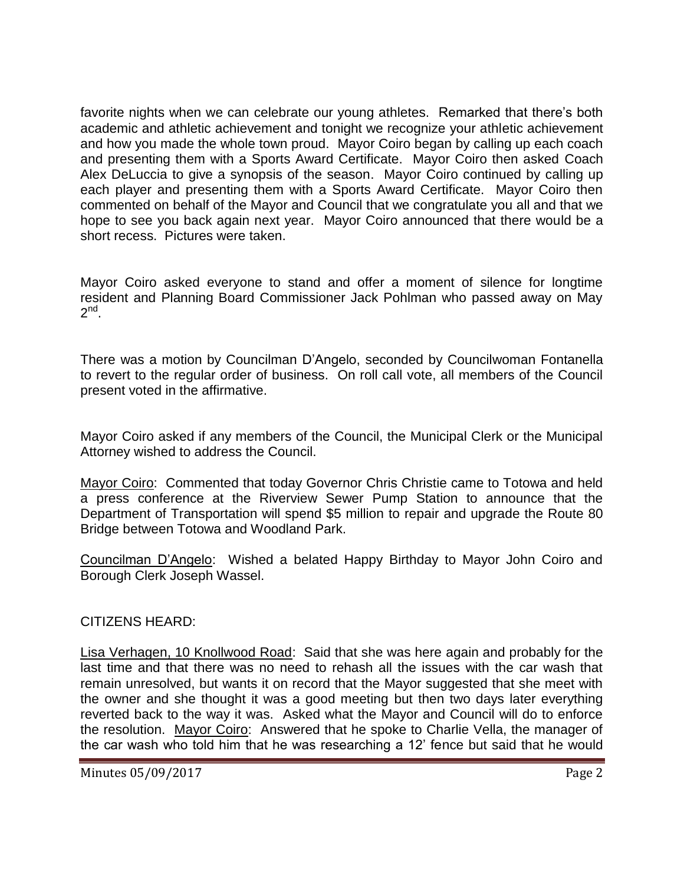favorite nights when we can celebrate our young athletes. Remarked that there's both academic and athletic achievement and tonight we recognize your athletic achievement and how you made the whole town proud. Mayor Coiro began by calling up each coach and presenting them with a Sports Award Certificate. Mayor Coiro then asked Coach Alex DeLuccia to give a synopsis of the season. Mayor Coiro continued by calling up each player and presenting them with a Sports Award Certificate. Mayor Coiro then commented on behalf of the Mayor and Council that we congratulate you all and that we hope to see you back again next year. Mayor Coiro announced that there would be a short recess. Pictures were taken.

Mayor Coiro asked everyone to stand and offer a moment of silence for longtime resident and Planning Board Commissioner Jack Pohlman who passed away on May 2nd.

There was a motion by Councilman D'Angelo, seconded by Councilwoman Fontanella to revert to the regular order of business. On roll call vote, all members of the Council present voted in the affirmative.

Mayor Coiro asked if any members of the Council, the Municipal Clerk or the Municipal Attorney wished to address the Council.

Mayor Coiro: Commented that today Governor Chris Christie came to Totowa and held a press conference at the Riverview Sewer Pump Station to announce that the Department of Transportation will spend $5 million to repair and upgrade the Route 80 Bridge between Totowa and Woodland Park.

Councilman D'Angelo: Wished a belated Happy Birthday to Mayor John Coiro and Borough Clerk Joseph Wassel.

CITIZENS HEARD:

Lisa Verhagen, 10 Knollwood Road: Said that she was here again and probably for the last time and that there was no need to rehash all the issues with the car wash that remain unresolved, but wants it on record that the Mayor suggested that she meet with the owner and she thought it was a good meeting but then two days later everything reverted back to the way it was. Asked what the Mayor and Council will do to enforce the resolution. Mayor Coiro: Answered that he spoke to Charlie Vella, the manager of the car wash who told him that he was researching a 12' fence but said that he would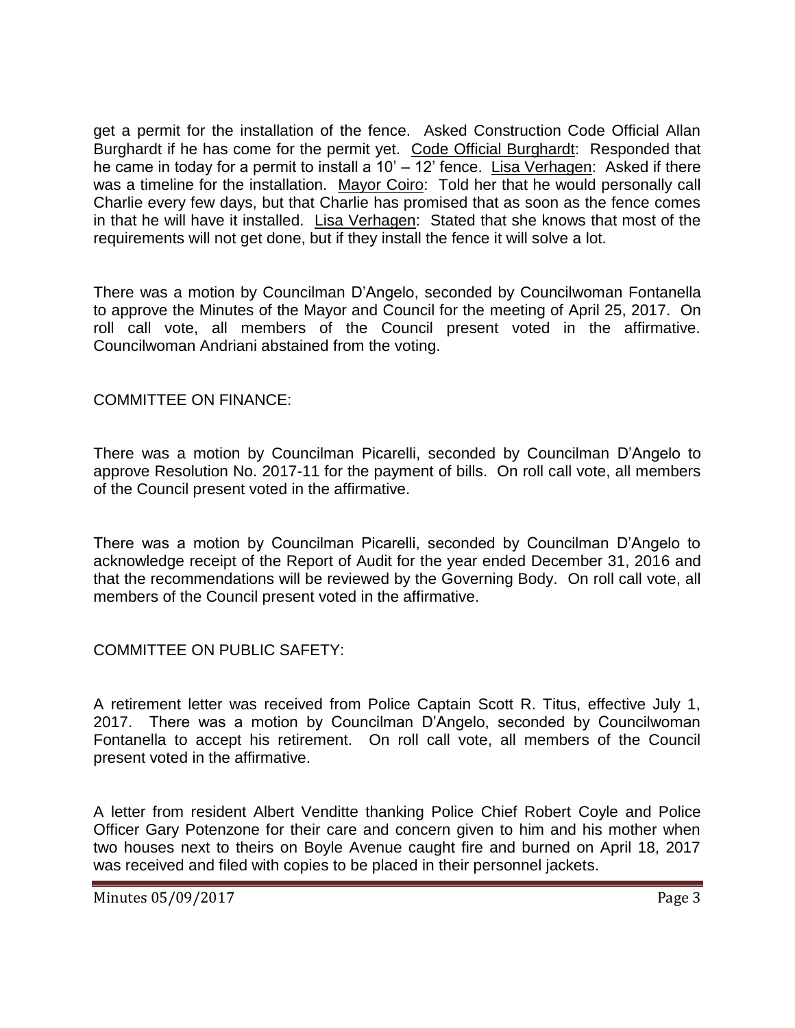get a permit for the installation of the fence. Asked Construction Code Official Allan Burghardt if he has come for the permit yet. Code Official Burghardt: Responded that he came in today for a permit to install a 10' – 12' fence. Lisa Verhagen: Asked if there was a timeline for the installation. Mayor Coiro: Told her that he would personally call Charlie every few days, but that Charlie has promised that as soon as the fence comes in that he will have it installed. Lisa Verhagen: Stated that she knows that most of the requirements will not get done, but if they install the fence it will solve a lot.

There was a motion by Councilman D'Angelo, seconded by Councilwoman Fontanella to approve the Minutes of the Mayor and Council for the meeting of April 25, 2017. On roll call vote, all members of the Council present voted in the affirmative. Councilwoman Andriani abstained from the voting.

COMMITTEE ON FINANCE:

There was a motion by Councilman Picarelli, seconded by Councilman D'Angelo to approve Resolution No. 2017-11 for the payment of bills. On roll call vote, all members of the Council present voted in the affirmative.

There was a motion by Councilman Picarelli, seconded by Councilman D'Angelo to acknowledge receipt of the Report of Audit for the year ended December 31, 2016 and that the recommendations will be reviewed by the Governing Body. On roll call vote, all members of the Council present voted in the affirmative.

COMMITTEE ON PUBLIC SAFETY:

A retirement letter was received from Police Captain Scott R. Titus, effective July 1, 2017. There was a motion by Councilman D'Angelo, seconded by Councilwoman Fontanella to accept his retirement. On roll call vote, all members of the Council present voted in the affirmative.

A letter from resident Albert Venditte thanking Police Chief Robert Coyle and Police Officer Gary Potenzone for their care and concern given to him and his mother when two houses next to theirs on Boyle Avenue caught fire and burned on April 18, 2017 was received and filed with copies to be placed in their personnel jackets.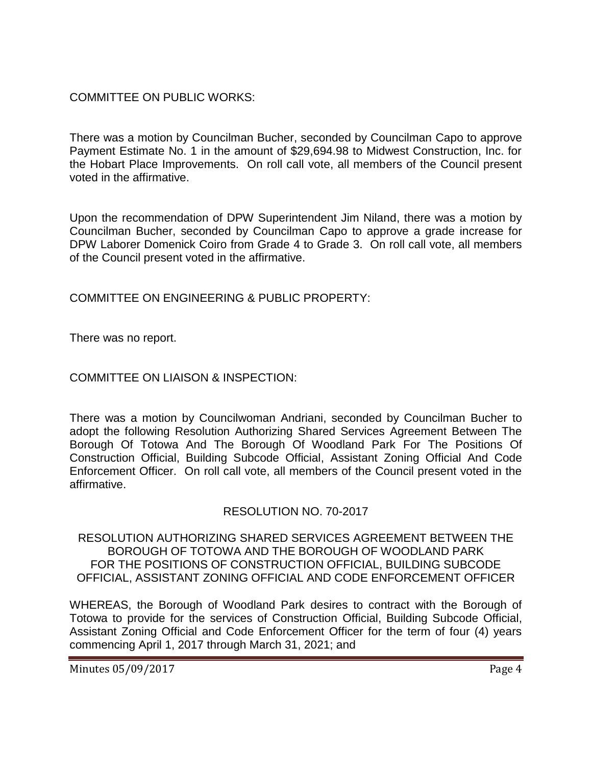COMMITTEE ON PUBLIC WORKS:

There was a motion by Councilman Bucher, seconded by Councilman Capo to approve Payment Estimate No. 1 in the amount of $29,694.98 to Midwest Construction, Inc. for the Hobart Place Improvements. On roll call vote, all members of the Council present voted in the affirmative.

Upon the recommendation of DPW Superintendent Jim Niland, there was a motion by Councilman Bucher, seconded by Councilman Capo to approve a grade increase for DPW Laborer Domenick Coiro from Grade 4 to Grade 3. On roll call vote, all members of the Council present voted in the affirmative.

COMMITTEE ON ENGINEERING & PUBLIC PROPERTY:

There was no report.

COMMITTEE ON LIAISON & INSPECTION:

There was a motion by Councilwoman Andriani, seconded by Councilman Bucher to adopt the following Resolution Authorizing Shared Services Agreement Between The Borough Of Totowa And The Borough Of Woodland Park For The Positions Of Construction Official, Building Subcode Official, Assistant Zoning Official And Code Enforcement Officer. On roll call vote, all members of the Council present voted in the affirmative.

RESOLUTION NO. 70-2017

RESOLUTION AUTHORIZING SHARED SERVICES AGREEMENT BETWEEN THE BOROUGH OF TOTOWA AND THE BOROUGH OF WOODLAND PARK FOR THE POSITIONS OF CONSTRUCTION OFFICIAL, BUILDING SUBCODE OFFICIAL, ASSISTANT ZONING OFFICIAL AND CODE ENFORCEMENT OFFICER

WHEREAS, the Borough of Woodland Park desires to contract with the Borough of Totowa to provide for the services of Construction Official, Building Subcode Official, Assistant Zoning Official and Code Enforcement Officer for the term of four (4) years commencing April 1, 2017 through March 31, 2021; and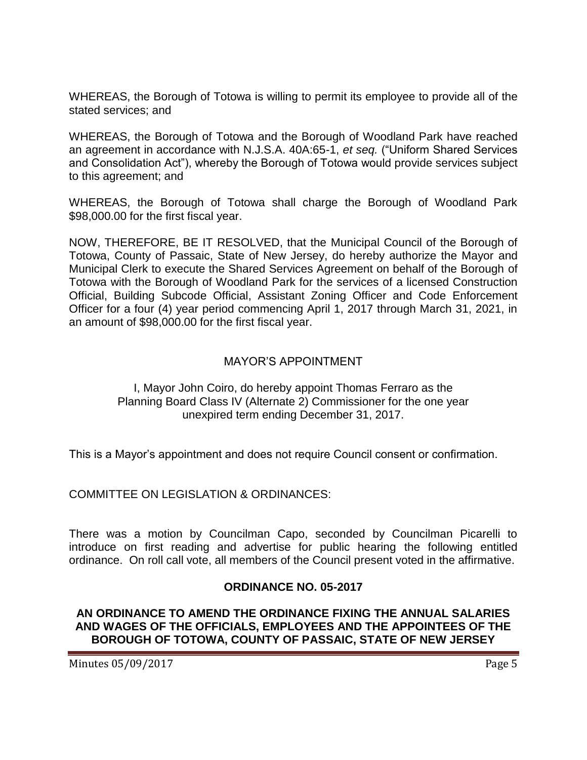WHEREAS, the Borough of Totowa is willing to permit its employee to provide all of the stated services; and

WHEREAS, the Borough of Totowa and the Borough of Woodland Park have reached an agreement in accordance with N.J.S.A. 40A:65-1, *et seq.* ("Uniform Shared Services and Consolidation Act"), whereby the Borough of Totowa would provide services subject to this agreement; and

WHEREAS, the Borough of Totowa shall charge the Borough of Woodland Park $98,000.00 for the first fiscal year.

NOW, THEREFORE, BE IT RESOLVED, that the Municipal Council of the Borough of Totowa, County of Passaic, State of New Jersey, do hereby authorize the Mayor and Municipal Clerk to execute the Shared Services Agreement on behalf of the Borough of Totowa with the Borough of Woodland Park for the services of a licensed Construction Official, Building Subcode Official, Assistant Zoning Officer and Code Enforcement Officer for a four (4) year period commencing April 1, 2017 through March 31, 2021, in an amount of $98,000.00 for the first fiscal year.

MAYOR'S APPOINTMENT

I, Mayor John Coiro, do hereby appoint Thomas Ferraro as the Planning Board Class IV (Alternate 2) Commissioner for the one year unexpired term ending December 31, 2017.

This is a Mayor's appointment and does not require Council consent or confirmation.

COMMITTEE ON LEGISLATION & ORDINANCES:

There was a motion by Councilman Capo, seconded by Councilman Picarelli to introduce on first reading and advertise for public hearing the following entitled ordinance. On roll call vote, all members of the Council present voted in the affirmative.

**ORDINANCE NO. 05-2017**

**AN ORDINANCE TO AMEND THE ORDINANCE FIXING THE ANNUAL SALARIES AND WAGES OF THE OFFICIALS, EMPLOYEES AND THE APPOINTEES OF THE BOROUGH OF TOTOWA, COUNTY OF PASSAIC, STATE OF NEW JERSEY**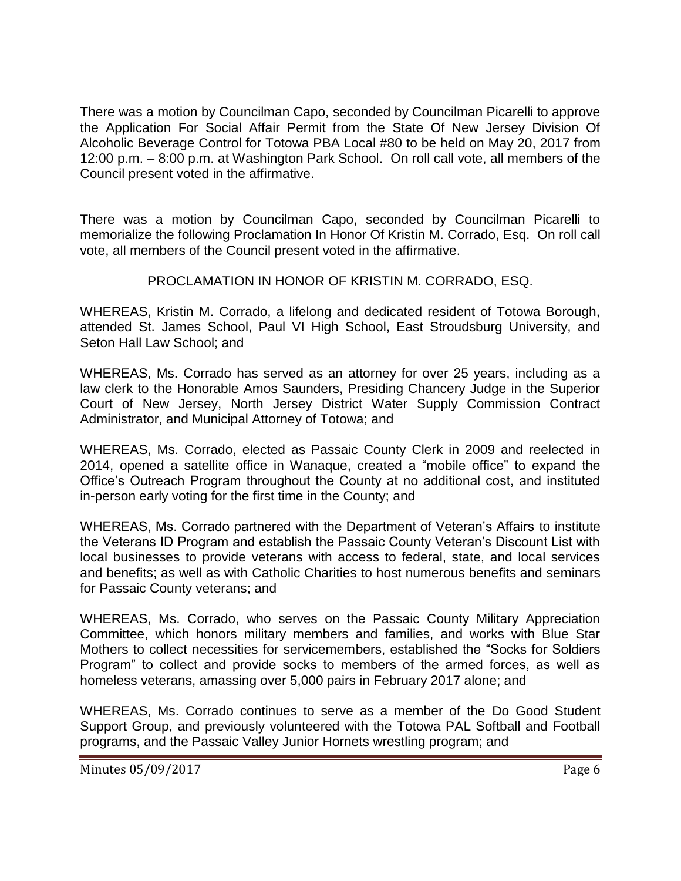There was a motion by Councilman Capo, seconded by Councilman Picarelli to approve the Application For Social Affair Permit from the State Of New Jersey Division Of Alcoholic Beverage Control for Totowa PBA Local #80 to be held on May 20, 2017 from 12:00 p.m. – 8:00 p.m. at Washington Park School. On roll call vote, all members of the Council present voted in the affirmative.

There was a motion by Councilman Capo, seconded by Councilman Picarelli to memorialize the following Proclamation In Honor Of Kristin M. Corrado, Esq. On roll call vote, all members of the Council present voted in the affirmative.

PROCLAMATION IN HONOR OF KRISTIN M. CORRADO, ESQ.

WHEREAS, Kristin M. Corrado, a lifelong and dedicated resident of Totowa Borough, attended St. James School, Paul VI High School, East Stroudsburg University, and Seton Hall Law School; and

WHEREAS, Ms. Corrado has served as an attorney for over 25 years, including as a law clerk to the Honorable Amos Saunders, Presiding Chancery Judge in the Superior Court of New Jersey, North Jersey District Water Supply Commission Contract Administrator, and Municipal Attorney of Totowa; and

WHEREAS, Ms. Corrado, elected as Passaic County Clerk in 2009 and reelected in 2014, opened a satellite office in Wanaque, created a "mobile office" to expand the Office's Outreach Program throughout the County at no additional cost, and instituted in-person early voting for the first time in the County; and

WHEREAS, Ms. Corrado partnered with the Department of Veteran's Affairs to institute the Veterans ID Program and establish the Passaic County Veteran's Discount List with local businesses to provide veterans with access to federal, state, and local services and benefits; as well as with Catholic Charities to host numerous benefits and seminars for Passaic County veterans; and

WHEREAS, Ms. Corrado, who serves on the Passaic County Military Appreciation Committee, which honors military members and families, and works with Blue Star Mothers to collect necessities for servicemembers, established the "Socks for Soldiers Program" to collect and provide socks to members of the armed forces, as well as homeless veterans, amassing over 5,000 pairs in February 2017 alone; and

WHEREAS, Ms. Corrado continues to serve as a member of the Do Good Student Support Group, and previously volunteered with the Totowa PAL Softball and Football programs, and the Passaic Valley Junior Hornets wrestling program; and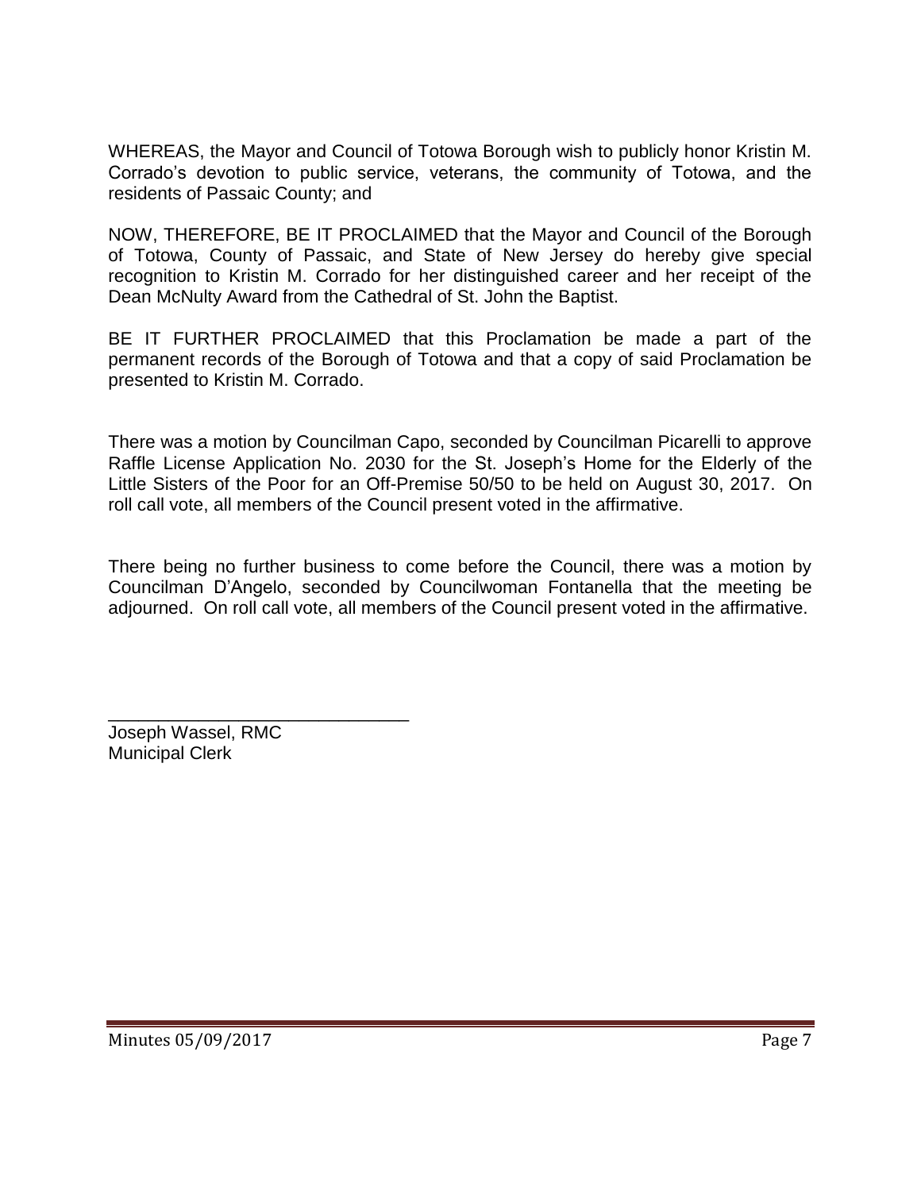WHEREAS, the Mayor and Council of Totowa Borough wish to publicly honor Kristin M. Corrado's devotion to public service, veterans, the community of Totowa, and the residents of Passaic County; and

NOW, THEREFORE, BE IT PROCLAIMED that the Mayor and Council of the Borough of Totowa, County of Passaic, and State of New Jersey do hereby give special recognition to Kristin M. Corrado for her distinguished career and her receipt of the Dean McNulty Award from the Cathedral of St. John the Baptist.

BE IT FURTHER PROCLAIMED that this Proclamation be made a part of the permanent records of the Borough of Totowa and that a copy of said Proclamation be presented to Kristin M. Corrado.

There was a motion by Councilman Capo, seconded by Councilman Picarelli to approve Raffle License Application No. 2030 for the St. Joseph's Home for the Elderly of the Little Sisters of the Poor for an Off-Premise 50/50 to be held on August 30, 2017. On roll call vote, all members of the Council present voted in the affirmative.

There being no further business to come before the Council, there was a motion by Councilman D'Angelo, seconded by Councilwoman Fontanella that the meeting be adjourned. On roll call vote, all members of the Council present voted in the affirmative.

\_\_\_\_\_\_\_\_\_\_\_\_\_\_\_\_\_\_\_\_\_\_\_\_\_\_\_\_\_\_

Joseph Wassel, RMC
Municipal Clerk